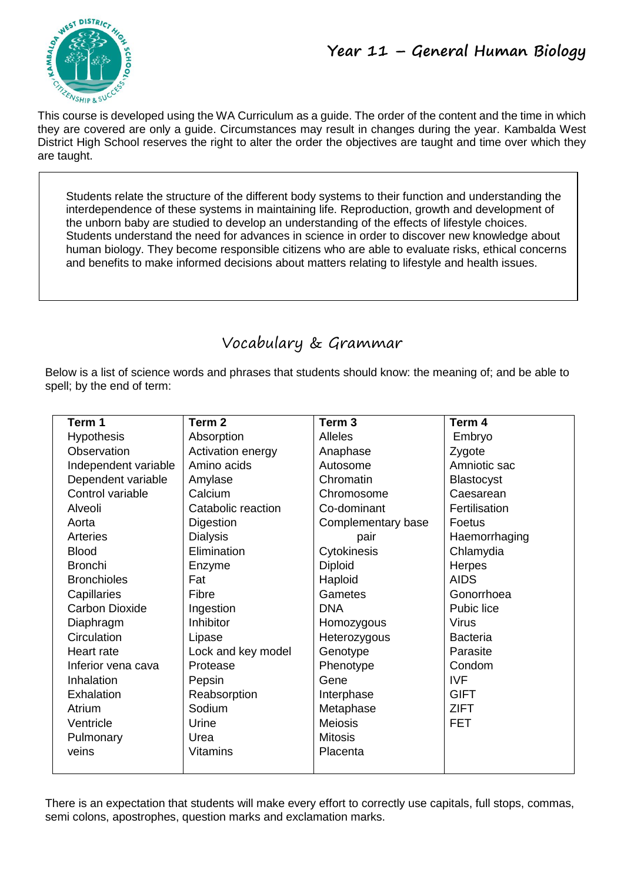# Year 11 – General Human Biology

This course is developed using the WA Curriculum as a guide. The order of the content and the time in which they are covered are only a guide. Circumstances may result in changes during the year. Kambalda West District High School reserves the right to alter the order the objectives are taught and time over which they are taught.

Students relate the structure of the different body systems to their function and understanding the interdependence of these systems in maintaining life. Reproduction, growth and development of the unborn baby are studied to develop an understanding of the effects of lifestyle choices. Students understand the need for advances in science in order to discover new knowledge about human biology. They become responsible citizens who are able to evaluate risks, ethical concerns and benefits to make informed decisions about matters relating to lifestyle and health issues.

## Vocabulary & Grammar

Below is a list of science words and phrases that students should know: the meaning of; and be able to spell; by the end of term:

| Term 1 | Term 2 | Term 3 | Term 4 |
|---|---|---|---|
| Hypothesis | Absorption | Alleles | Embryo |
| Observation | Activation energy | Anaphase | Zygote |
| Independent variable | Amino acids | Autosome | Amniotic sac |
| Dependent variable | Amylase | Chromatin | Blastocyst |
| Control variable | Calcium | Chromosome | Caesarean |
| Alveoli | Catabolic reaction | Co-dominant | Fertilisation |
| Aorta | Digestion | Complementary base pair | Foetus |
| Arteries | Dialysis | Cytokinesis | Haemorrhaging |
| Blood | Elimination | Diploid | Chlamydia |
| Bronchi | Enzyme | Haploid | Herpes |
| Bronchioles | Fat | Gametes | AIDS |
| Capillaries | Fibre | DNA | Gonorrhoea |
| Carbon Dioxide | Ingestion | Homozygous | Pubic lice |
| Diaphragm | Inhibitor | Heterozygous | Virus |
| Circulation | Lipase | Genotype | Bacteria |
| Heart rate | Lock and key model | Phenotype | Parasite |
| Inferior vena cava | Protease | Gene | Condom |
| Inhalation | Pepsin | Interphase | IVF |
| Exhalation | Reabsorption | Metaphase | GIFT |
| Atrium | Sodium | Meiosis | ZIFT |
| Ventricle | Urine | Mitosis | FET |
| Pulmonary | Urea | Placenta | |
| veins | Vitamins | | |

There is an expectation that students will make every effort to correctly use capitals, full stops, commas, semi colons, apostrophes, question marks and exclamation marks.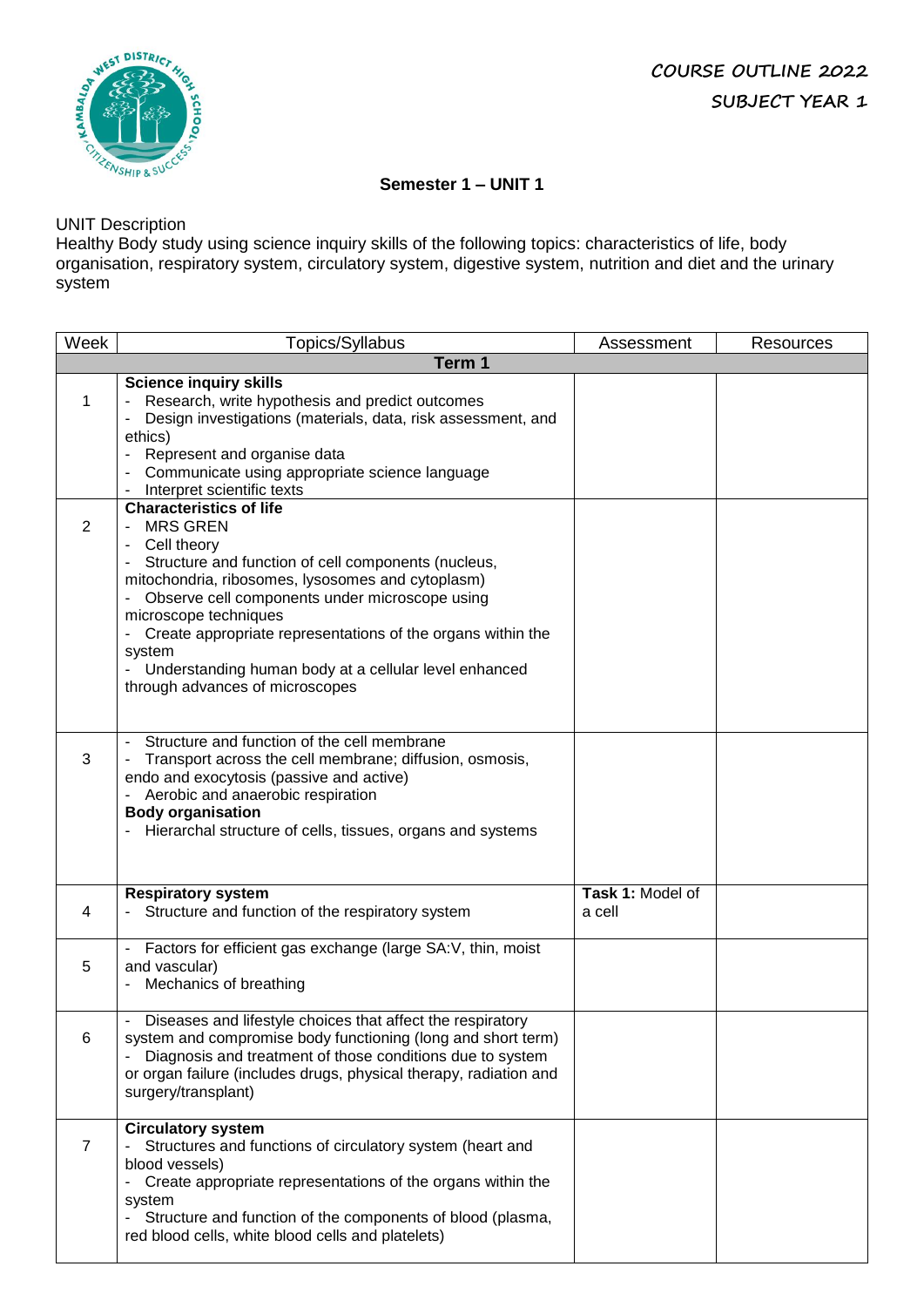COURSE OUTLINE 2022

SUBJECT YEAR 1

**Semester 1 – UNIT 1**

UNIT Description

Healthy Body study using science inquiry skills of the following topics: characteristics of life, body organisation, respiratory system, circulatory system, digestive system, nutrition and diet and the urinary system

| Week | Topics/Syllabus | Assessment | Resources |
|---|---|---|---|
| | **Term 1** | | |
| 1 | **Science inquiry skills**<br>- Research, write hypothesis and predict outcomes<br>- Design investigations (materials, data, risk assessment, and ethics)<br>- Represent and organise data<br>- Communicate using appropriate science language<br>- Interpret scientific texts | | |
| 2 | **Characteristics of life**<br>- MRS GREN<br>- Cell theory<br>- Structure and function of cell components (nucleus, mitochondria, ribosomes, lysosomes and cytoplasm)<br>- Observe cell components under microscope using microscope techniques<br>- Create appropriate representations of the organs within the system<br>- Understanding human body at a cellular level enhanced through advances of microscopes | | |
| 3 | - Structure and function of the cell membrane<br>- Transport across the cell membrane; diffusion, osmosis, endo and exocytosis (passive and active)<br>- Aerobic and anaerobic respiration<br>**Body organisation**<br>- Hierarchal structure of cells, tissues, organs and systems | | |
| 4 | **Respiratory system**<br>- Structure and function of the respiratory system | **Task 1:** Model of a cell | |
| 5 | - Factors for efficient gas exchange (large SA:V, thin, moist and vascular)<br>- Mechanics of breathing | | |
| 6 | - Diseases and lifestyle choices that affect the respiratory system and compromise body functioning (long and short term)<br>- Diagnosis and treatment of those conditions due to system or organ failure (includes drugs, physical therapy, radiation and surgery/transplant) | | |
| 7 | **Circulatory system**<br>- Structures and functions of circulatory system (heart and blood vessels)<br>- Create appropriate representations of the organs within the system<br>- Structure and function of the components of blood (plasma, red blood cells, white blood cells and platelets) | | |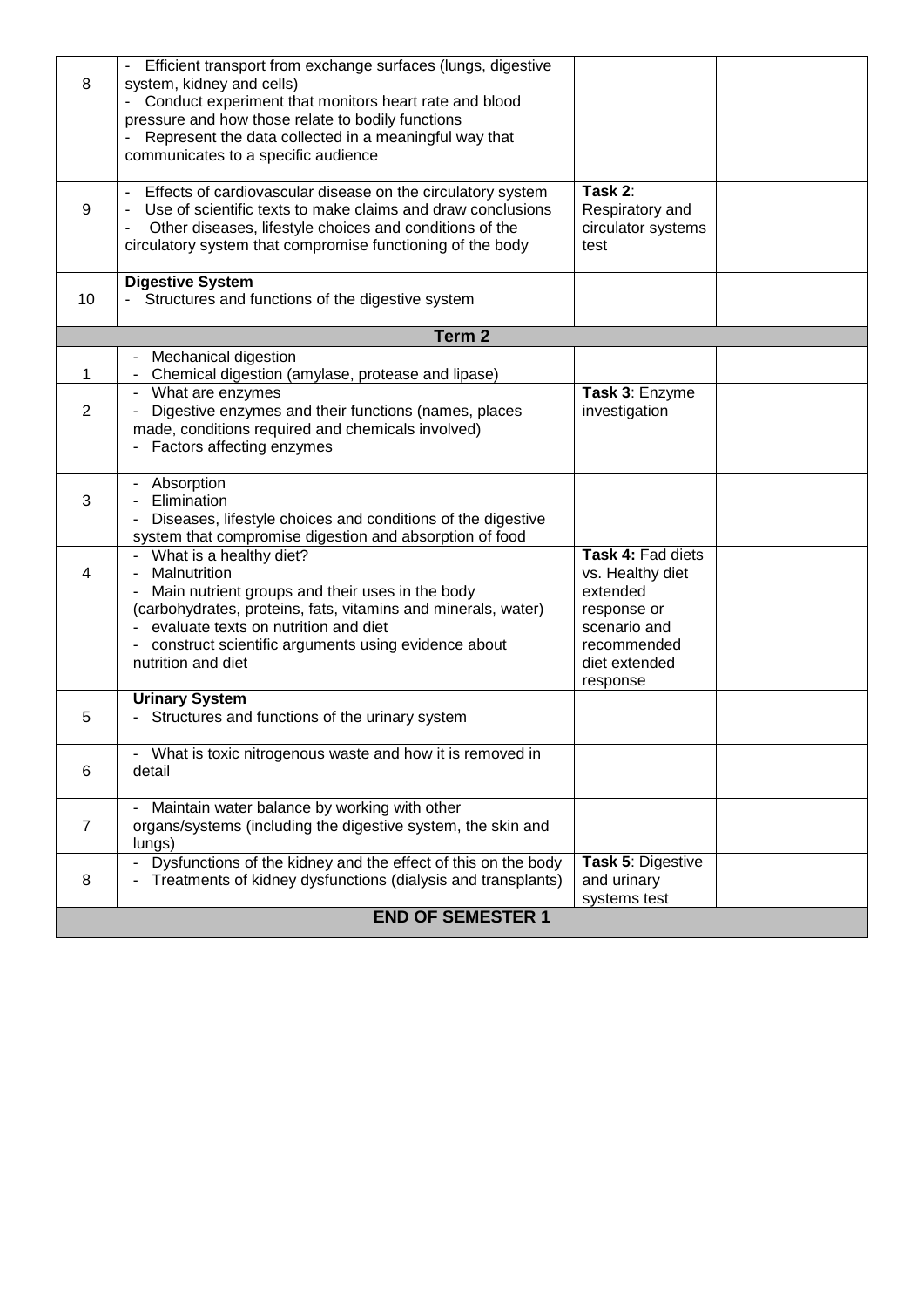| | | | |
|---|---|---|---|
| 8 | - Efficient transport from exchange surfaces (lungs, digestive system, kidney and cells)<br>- Conduct experiment that monitors heart rate and blood pressure and how those relate to bodily functions<br>- Represent the data collected in a meaningful way that communicates to a specific audience | | |
| 9 | - Effects of cardiovascular disease on the circulatory system<br>- Use of scientific texts to make claims and draw conclusions<br>- Other diseases, lifestyle choices and conditions of the circulatory system that compromise functioning of the body | **Task 2**: Respiratory and circulator systems test | |
| 10 | **Digestive System**<br>- Structures and functions of the digestive system | | |
| **Term 2** | | | |
| 1 | - Mechanical digestion<br>- Chemical digestion (amylase, protease and lipase) | | |
| 2 | - What are enzymes<br>- Digestive enzymes and their functions (names, places made, conditions required and chemicals involved)<br>- Factors affecting enzymes | **Task 3**: Enzyme investigation | |
| 3 | - Absorption<br>- Elimination<br>- Diseases, lifestyle choices and conditions of the digestive system that compromise digestion and absorption of food | | |
| 4 | - What is a healthy diet?<br>- Malnutrition<br>- Main nutrient groups and their uses in the body (carbohydrates, proteins, fats, vitamins and minerals, water)<br>- evaluate texts on nutrition and diet<br>- construct scientific arguments using evidence about nutrition and diet | **Task 4:** Fad diets vs. Healthy diet extended response or scenario and recommended diet extended response | |
| 5 | **Urinary System**<br>- Structures and functions of the urinary system | | |
| 6 | - What is toxic nitrogenous waste and how it is removed in detail | | |
| 7 | - Maintain water balance by working with other organs/systems (including the digestive system, the skin and lungs) | | |
| 8 | - Dysfunctions of the kidney and the effect of this on the body<br>- Treatments of kidney dysfunctions (dialysis and transplants) | **Task 5**: Digestive and urinary systems test | |
| **END OF SEMESTER 1** | | | |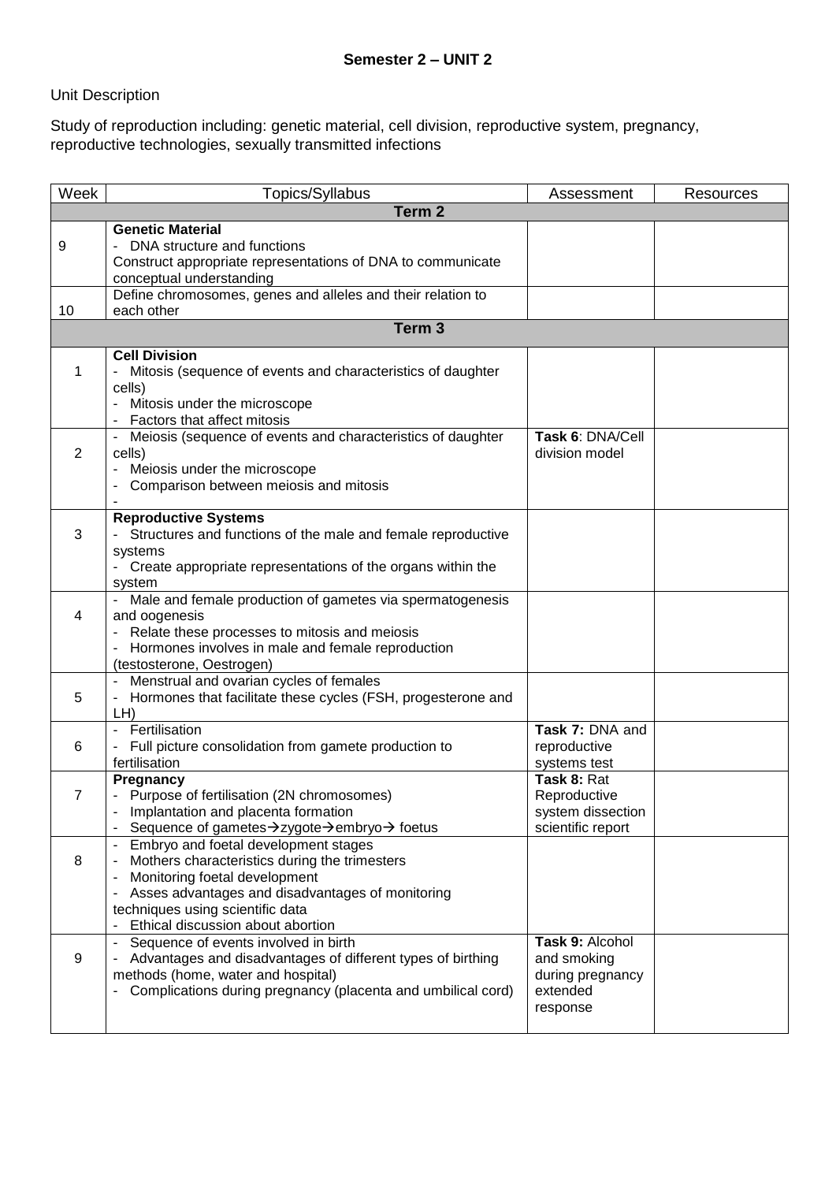**Semester 2 – UNIT 2**

Unit Description

Study of reproduction including: genetic material, cell division, reproductive system, pregnancy, reproductive technologies, sexually transmitted infections

| Week | Topics/Syllabus | Assessment | Resources |
|---|---|---|---|
| **Term 2** | | | |
| 9 | **Genetic Material**<br>- DNA structure and functions<br>Construct appropriate representations of DNA to communicate conceptual understanding | | |
| 10 | Define chromosomes, genes and alleles and their relation to each other | | |
| **Term 3** | | | |
| 1 | **Cell Division**<br>- Mitosis (sequence of events and characteristics of daughter cells)<br>- Mitosis under the microscope<br>- Factors that affect mitosis | | |
| 2 | - Meiosis (sequence of events and characteristics of daughter cells)<br>- Meiosis under the microscope<br>- Comparison between meiosis and mitosis<br>- | **Task 6**: DNA/Cell division model | |
| 3 | **Reproductive Systems**<br>- Structures and functions of the male and female reproductive systems<br>- Create appropriate representations of the organs within the system | | |
| 4 | - Male and female production of gametes via spermatogenesis and oogenesis<br>- Relate these processes to mitosis and meiosis<br>- Hormones involves in male and female reproduction (testosterone, Oestrogen) | | |
| 5 | - Menstrual and ovarian cycles of females<br>- Hormones that facilitate these cycles (FSH, progesterone and LH) | | |
| 6 | - Fertilisation<br>- Full picture consolidation from gamete production to fertilisation | **Task 7:** DNA and reproductive systems test | |
| 7 | **Pregnancy**<br>- Purpose of fertilisation (2N chromosomes)<br>- Implantation and placenta formation<br>- Sequence of gametes→zygote→embryo→ foetus | **Task 8:** Rat Reproductive system dissection scientific report | |
| 8 | - Embryo and foetal development stages<br>- Mothers characteristics during the trimesters<br>- Monitoring foetal development<br>- Asses advantages and disadvantages of monitoring techniques using scientific data<br>- Ethical discussion about abortion | | |
| 9 | - Sequence of events involved in birth<br>- Advantages and disadvantages of different types of birthing methods (home, water and hospital)<br>- Complications during pregnancy (placenta and umbilical cord) | **Task 9:** Alcohol and smoking during pregnancy extended response | |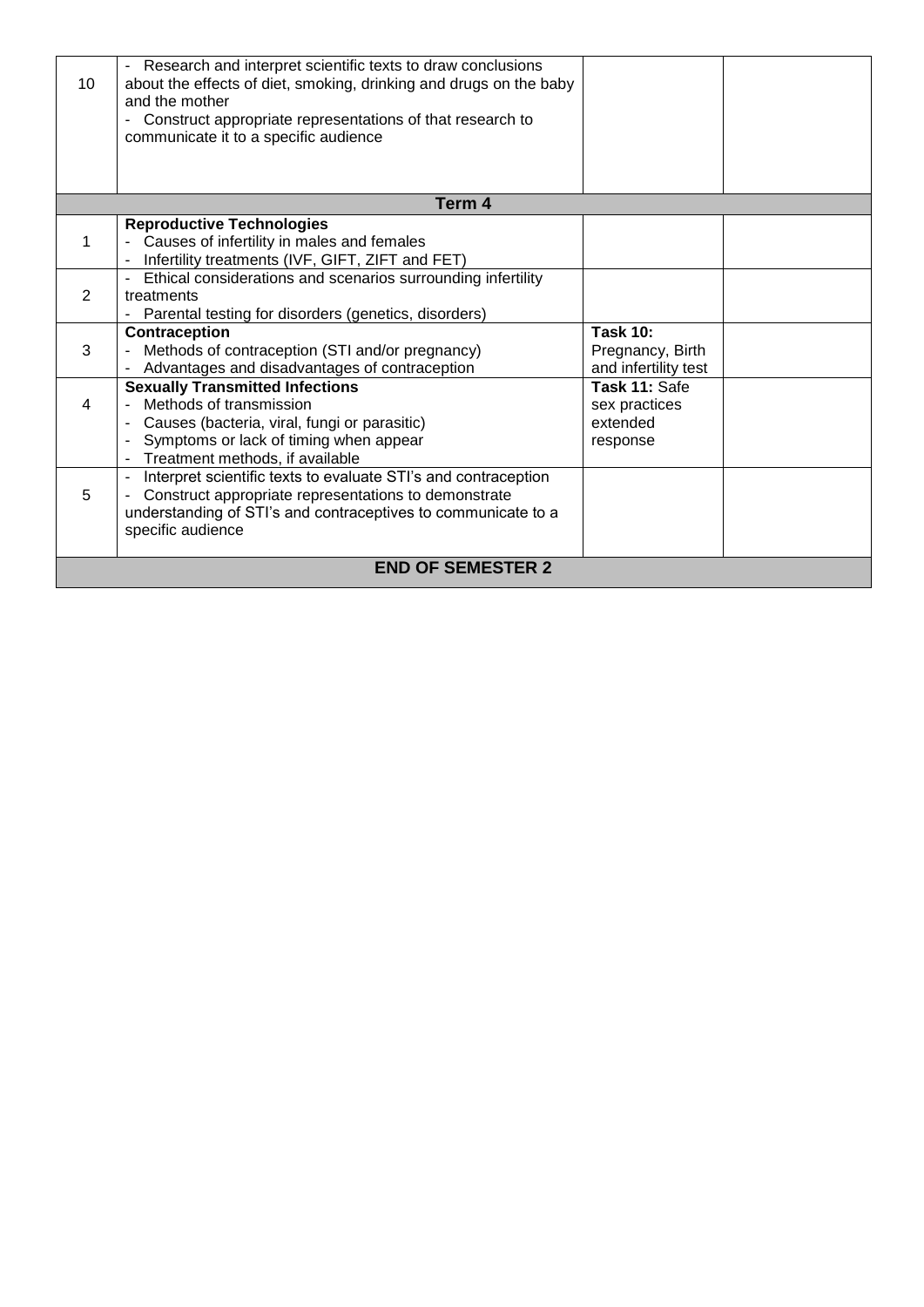| | | | |
|---|---|---|---|
| 10 | - Research and interpret scientific texts to draw conclusions about the effects of diet, smoking, drinking and drugs on the baby and the mother<br>- Construct appropriate representations of that research to communicate it to a specific audience | | |
| **Term 4** | | | |
| 1 | **Reproductive Technologies**<br>- Causes of infertility in males and females<br>- Infertility treatments (IVF, GIFT, ZIFT and FET) | | |
| 2 | - Ethical considerations and scenarios surrounding infertility treatments<br>- Parental testing for disorders (genetics, disorders) | | |
| 3 | **Contraception**<br>- Methods of contraception (STI and/or pregnancy)<br>- Advantages and disadvantages of contraception | **Task 10:** Pregnancy, Birth and infertility test | |
| 4 | **Sexually Transmitted Infections**<br>- Methods of transmission<br>- Causes (bacteria, viral, fungi or parasitic)<br>- Symptoms or lack of timing when appear<br>- Treatment methods, if available | **Task 11:** Safe sex practices extended response | |
| 5 | - Interpret scientific texts to evaluate STI's and contraception<br>- Construct appropriate representations to demonstrate understanding of STI's and contraceptives to communicate to a specific audience | | |
| **END OF SEMESTER 2** | | | |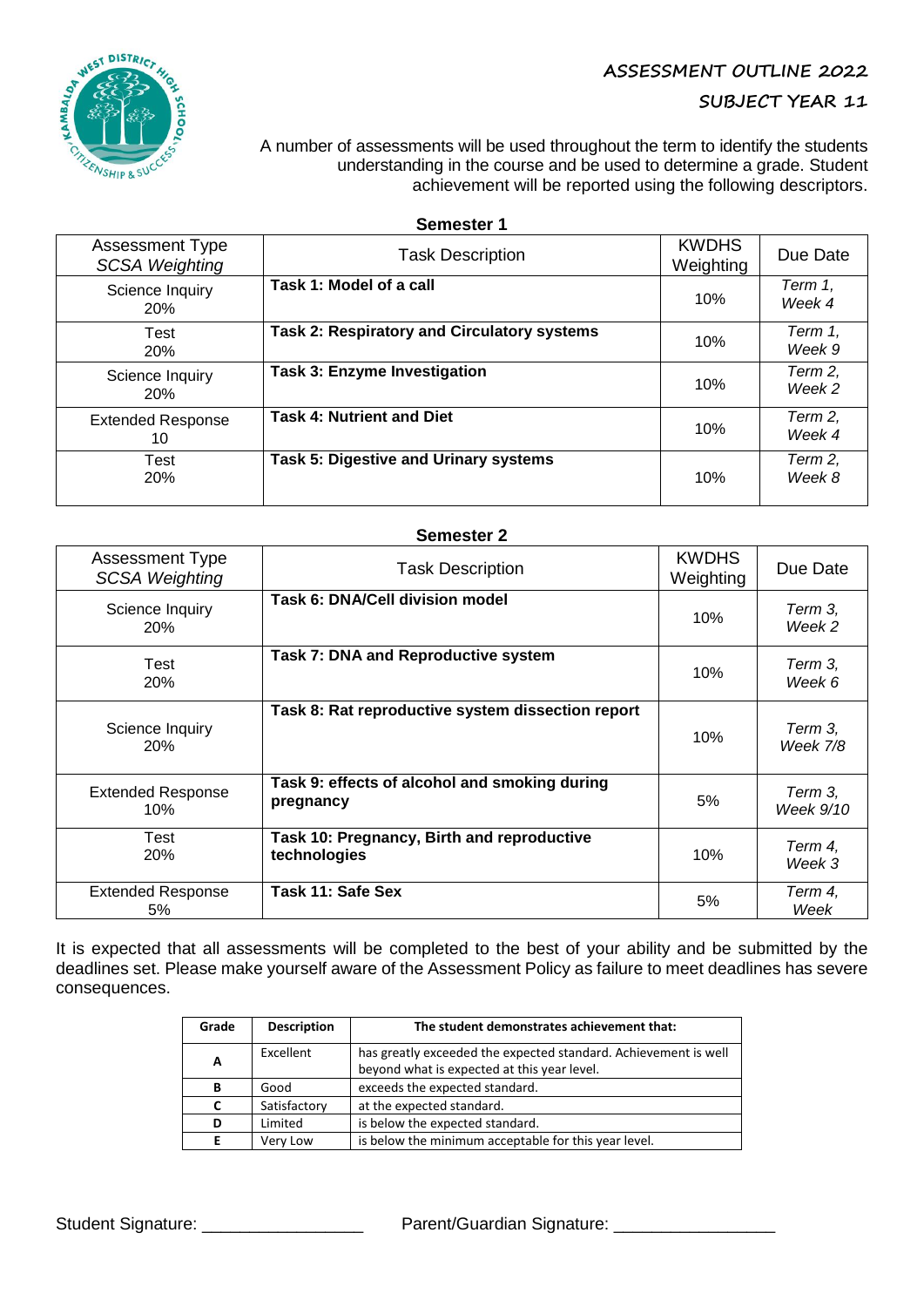# ASSESSMENT OUTLINE 2022

## SUBJECT YEAR 11

A number of assessments will be used throughout the term to identify the students understanding in the course and be used to determine a grade. Student achievement will be reported using the following descriptors.

**Semester 1**

| Assessment Type *SCSA Weighting* | Task Description | KWDHS Weighting | Due Date |
|---|---|---|---|
| Science Inquiry 20% | **Task 1: Model of a call** | 10% | *Term 1, Week 4* |
| Test 20% | **Task 2: Respiratory and Circulatory systems** | 10% | *Term 1, Week 9* |
| Science Inquiry 20% | **Task 3: Enzyme Investigation** | 10% | *Term 2, Week 2* |
| Extended Response 10 | **Task 4: Nutrient and Diet** | 10% | *Term 2, Week 4* |
| Test 20% | **Task 5: Digestive and Urinary systems** | 10% | *Term 2, Week 8* |

**Semester 2**

| Assessment Type *SCSA Weighting* | Task Description | KWDHS Weighting | Due Date |
|---|---|---|---|
| Science Inquiry 20% | **Task 6: DNA/Cell division model** | 10% | *Term 3, Week 2* |
| Test 20% | **Task 7: DNA and Reproductive system** | 10% | *Term 3, Week 6* |
| Science Inquiry 20% | **Task 8: Rat reproductive system dissection report** | 10% | *Term 3, Week 7/8* |
| Extended Response 10% | **Task 9: effects of alcohol and smoking during pregnancy** | 5% | *Term 3, Week 9/10* |
| Test 20% | **Task 10: Pregnancy, Birth and reproductive technologies** | 10% | *Term 4, Week 3* |
| Extended Response 5% | **Task 11: Safe Sex** | 5% | *Term 4, Week* |

It is expected that all assessments will be completed to the best of your ability and be submitted by the deadlines set. Please make yourself aware of the Assessment Policy as failure to meet deadlines has severe consequences.

| Grade | Description | The student demonstrates achievement that: |
|---|---|---|
| **A** | Excellent | has greatly exceeded the expected standard. Achievement is well beyond what is expected at this year level. |
| **B** | Good | exceeds the expected standard. |
| **C** | Satisfactory | at the expected standard. |
| **D** | Limited | is below the expected standard. |
| **E** | Very Low | is below the minimum acceptable for this year level. |

Student Signature: _________________ Parent/Guardian Signature: _________________